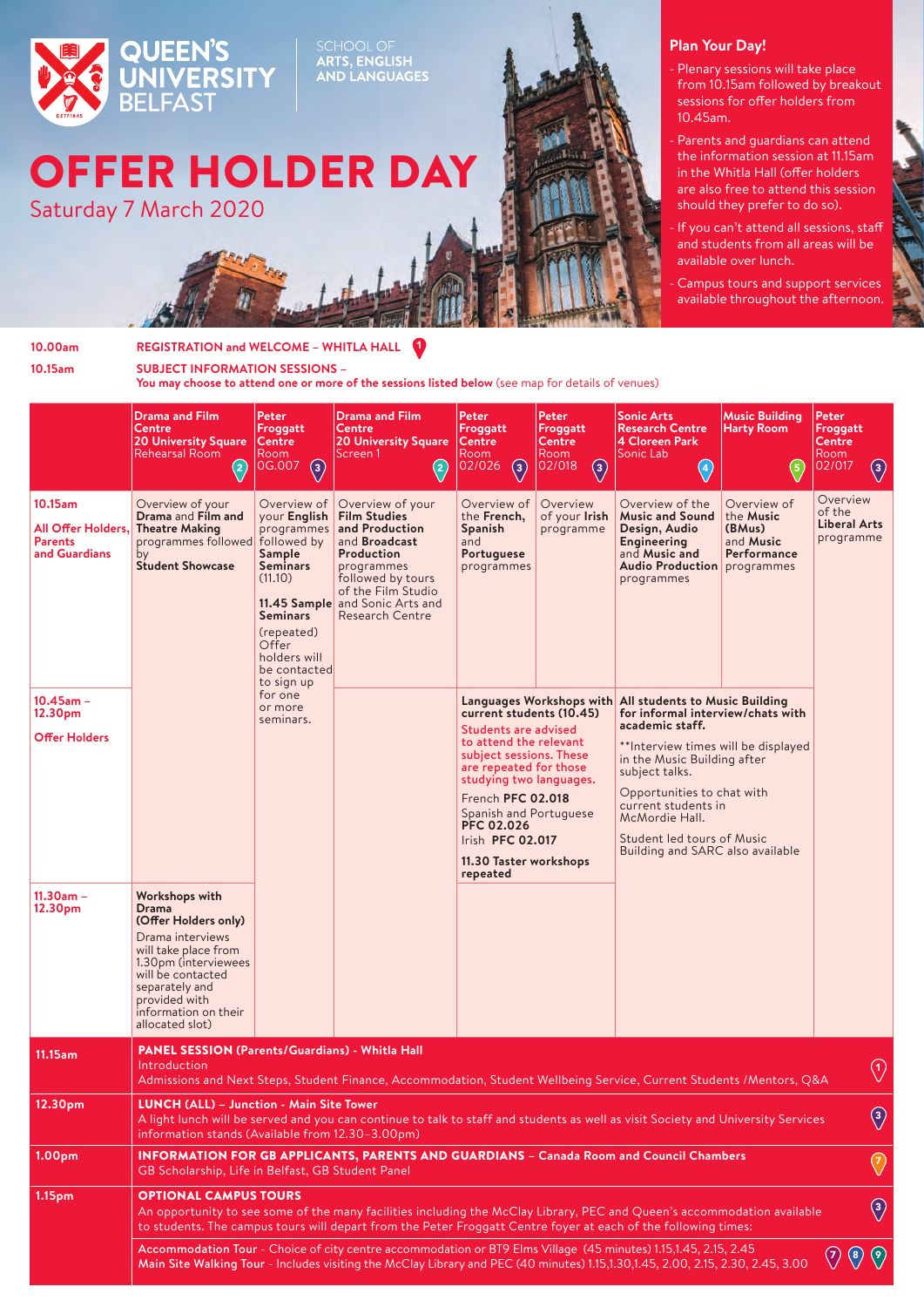QUEEN'S UNIVERSITY BELFAST

SCHOOL OF ARTS, ENGLISH AND LANGUAGES

# OFFER HOLDER DAY

## Saturday 7 March 2020

### Plan Your Day!

- Plenary sessions will take place from 10.15am followed by breakout sessions for offer holders from 10.45am.
- Parents and guardians can attend the information session at 11.15am in the Whitla Hall (offer holders are also free to attend this session should they prefer to do so).
- If you can't attend all sessions, staff and students from all areas will be available over lunch.
- Campus tours and support services available throughout the afternoon.

**10.00am** — **REGISTRATION and WELCOME – WHITLA HALL** (1)

**10.15am** — **SUBJECT INFORMATION SESSIONS –**
**You may choose to attend one or more of the sessions listed below** (see map for details of venues)

| | Drama and Film Centre 20 University Square Rehearsal Room (2) | Peter Froggatt Centre Room 0G.007 (3) | Drama and Film Centre 20 University Square Screen 1 (2) | Peter Froggatt Centre Room 02/026 (3) | Peter Froggatt Centre Room 02/018 (3) | Sonic Arts Research Centre 4 Cloreen Park Sonic Lab (4) | Music Building Harty Room (5) | Peter Froggatt Centre Room 02/017 (3) |
|---|---|---|---|---|---|---|---|---|
| **10.15am** All Offer Holders, Parents and Guardians | Overview of your **Drama** and **Film and Theatre Making** programmes followed by **Student Showcase** | Overview of your **English** programmes followed by **Sample Seminars** (11.10) **11.45 Sample Seminars** (repeated) Offer holders will be contacted to sign up for one or more seminars. | Overview of your **Film Studies and Production** and **Broadcast Production** programmes followed by tours of the Film Studio and Sonic Arts and Research Centre | Overview of the **French, Spanish** and **Portuguese** programmes | Overview of your **Irish** programme | Overview of the **Music and Sound Design, Audio Engineering** and **Music and Audio Production** programmes | Overview of the **Music (BMus)** and **Music Performance** programmes | Overview of the **Liberal Arts** programme |
| **10.45am – 12.30pm** Offer Holders | | | | **Languages Workshops with current students (10.45)** Students are advised to attend the relevant subject sessions. These are repeated for those studying two languages. French **PFC 02.018** Spanish and Portuguese **PFC 02.026** Irish **PFC 02.017** **11.30 Taster workshops repeated** | | **All students to Music Building for informal interview/chats with academic staff.** **Interview times will be displayed in the Music Building after subject talks. Opportunities to chat with current students in McMordie Hall. Student led tours of Music Building and SARC also available | | |
| **11.30am – 12.30pm** | **Workshops with Drama (Offer Holders only)** Drama interviews will take place from 1.30pm (interviewees will be contacted separately and provided with information on their allocated slot) | | | | | | | |

**11.15am** — **PANEL SESSION (Parents/Guardians) - Whitla Hall** (1)
Introduction
Admissions and Next Steps, Student Finance, Accommodation, Student Wellbeing Service, Current Students /Mentors, Q&A

**12.30pm** — **LUNCH (ALL) – Junction - Main Site Tower** (3)
A light lunch will be served and you can continue to talk to staff and students as well as visit Society and University Services information stands (Available from 12.30–3.00pm)

**1.00pm** — **INFORMATION FOR GB APPLICANTS, PARENTS AND GUARDIANS – Canada Room and Council Chambers** (7)
GB Scholarship, Life in Belfast, GB Student Panel

**1.15pm** — **OPTIONAL CAMPUS TOURS** (3)
An opportunity to see some of the many facilities including the McClay Library, PEC and Queen's accommodation available to students. The campus tours will depart from the Peter Froggatt Centre foyer at each of the following times:

**Accommodation Tour** - Choice of city centre accommodation or BT9 Elms Village (45 minutes) 1.15,1.45, 2.15, 2.45
**Main Site Walking Tour** - Includes visiting the McClay Library and PEC (40 minutes) 1.15,1.30,1.45, 2.00, 2.15, 2.30, 2.45, 3.00 (7) (8) (9)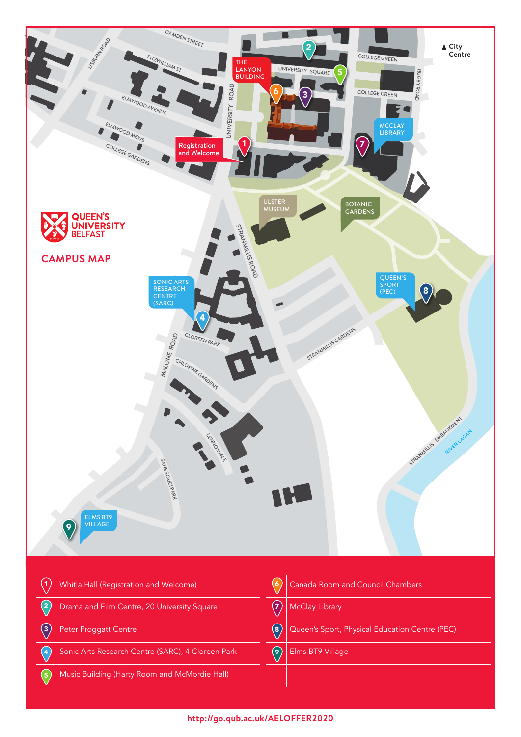# QUEEN'S UNIVERSITY BELFAST

## CAMPUS MAP

City Centre

CAMDEN STREET
LISBURN ROAD
FITZWILLIAM ST
ELMWOOD AVENUE
ELMWOOD MEWS
COLLEGE GARDENS
UNIVERSITY ROAD
UNIVERSITY SQUARE
COLLEGE GREEN
RUGBY ROAD
THE LANYON BUILDING
Registration and Welcome
MCCLAY LIBRARY
ULSTER MUSEUM
BOTANIC GARDENS
STRANMILLIS ROAD
SONIC ARTS RESEARCH CENTRE (SARC)
QUEEN'S SPORT (PEC)
CLOREEN PARK
MALONE ROAD
CHLORINE GARDENS
STRANMILLIS GARDENS
LENNOXVALE
SANS SOUCI PARK
STRANMILLIS EMBANKMENT
RIVER LAGAN
ELMS BT9 VILLAGE

| | |
|---|---|
| 1 | Whitla Hall (Registration and Welcome) |
| 2 | Drama and Film Centre, 20 University Square |
| 3 | Peter Froggatt Centre |
| 4 | Sonic Arts Research Centre (SARC), 4 Cloreen Park |
| 5 | Music Building (Harty Room and McMordie Hall) |
| 6 | Canada Room and Council Chambers |
| 7 | McClay Library |
| 8 | Queen's Sport, Physical Education Centre (PEC) |
| 9 | Elms BT9 Village |

http://go.qub.ac.uk/AELOFFER2020